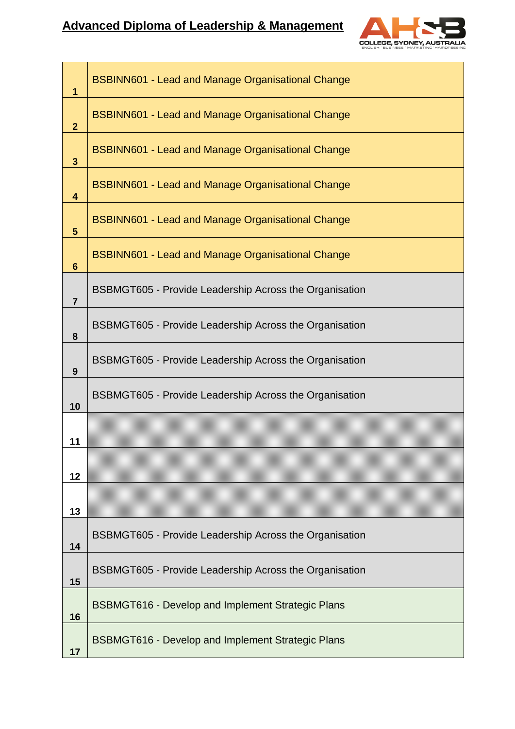# Advanced Diploma of Leadership & Management

| | |
|---|---|
| 1 | BSBINN601 - Lead and Manage Organisational Change |
| 2 | BSBINN601 - Lead and Manage Organisational Change |
| 3 | BSBINN601 - Lead and Manage Organisational Change |
| 4 | BSBINN601 - Lead and Manage Organisational Change |
| 5 | BSBINN601 - Lead and Manage Organisational Change |
| 6 | BSBINN601 - Lead and Manage Organisational Change |
| 7 | BSBMGT605 - Provide Leadership Across the Organisation |
| 8 | BSBMGT605 - Provide Leadership Across the Organisation |
| 9 | BSBMGT605 - Provide Leadership Across the Organisation |
| 10 | BSBMGT605 - Provide Leadership Across the Organisation |
| 11 | |
| 12 | |
| 13 | |
| 14 | BSBMGT605 - Provide Leadership Across the Organisation |
| 15 | BSBMGT605 - Provide Leadership Across the Organisation |
| 16 | BSBMGT616 - Develop and Implement Strategic Plans |
| 17 | BSBMGT616 - Develop and Implement Strategic Plans |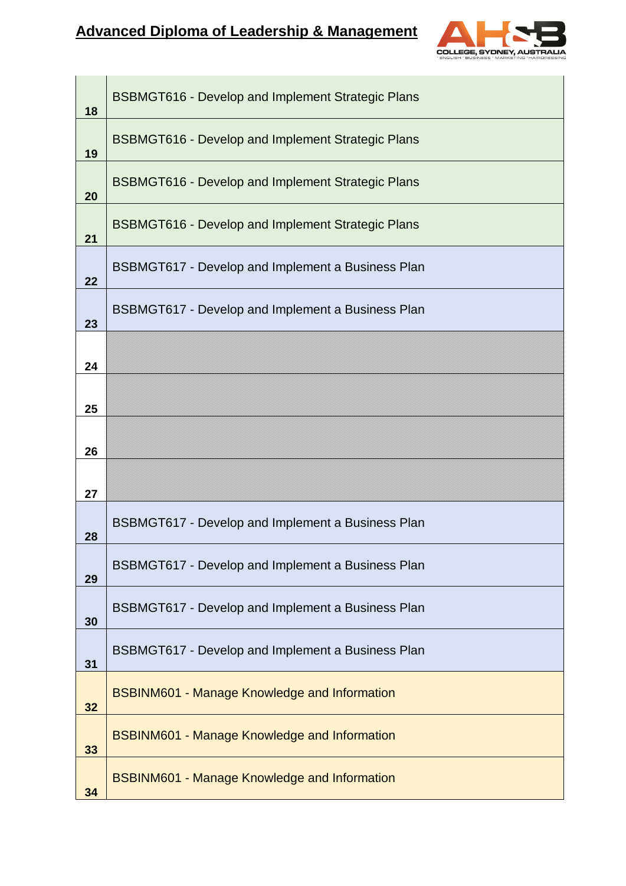| | |
|---|---|
| 18 | BSBMGT616 - Develop and Implement Strategic Plans |
| 19 | BSBMGT616 - Develop and Implement Strategic Plans |
| 20 | BSBMGT616 - Develop and Implement Strategic Plans |
| 21 | BSBMGT616 - Develop and Implement Strategic Plans |
| 22 | BSBMGT617 - Develop and Implement a Business Plan |
| 23 | BSBMGT617 - Develop and Implement a Business Plan |
| 24 | |
| 25 | |
| 26 | |
| 27 | |
| 28 | BSBMGT617 - Develop and Implement a Business Plan |
| 29 | BSBMGT617 - Develop and Implement a Business Plan |
| 30 | BSBMGT617 - Develop and Implement a Business Plan |
| 31 | BSBMGT617 - Develop and Implement a Business Plan |
| 32 | BSBINM601 - Manage Knowledge and Information |
| 33 | BSBINM601 - Manage Knowledge and Information |
| 34 | BSBINM601 - Manage Knowledge and Information |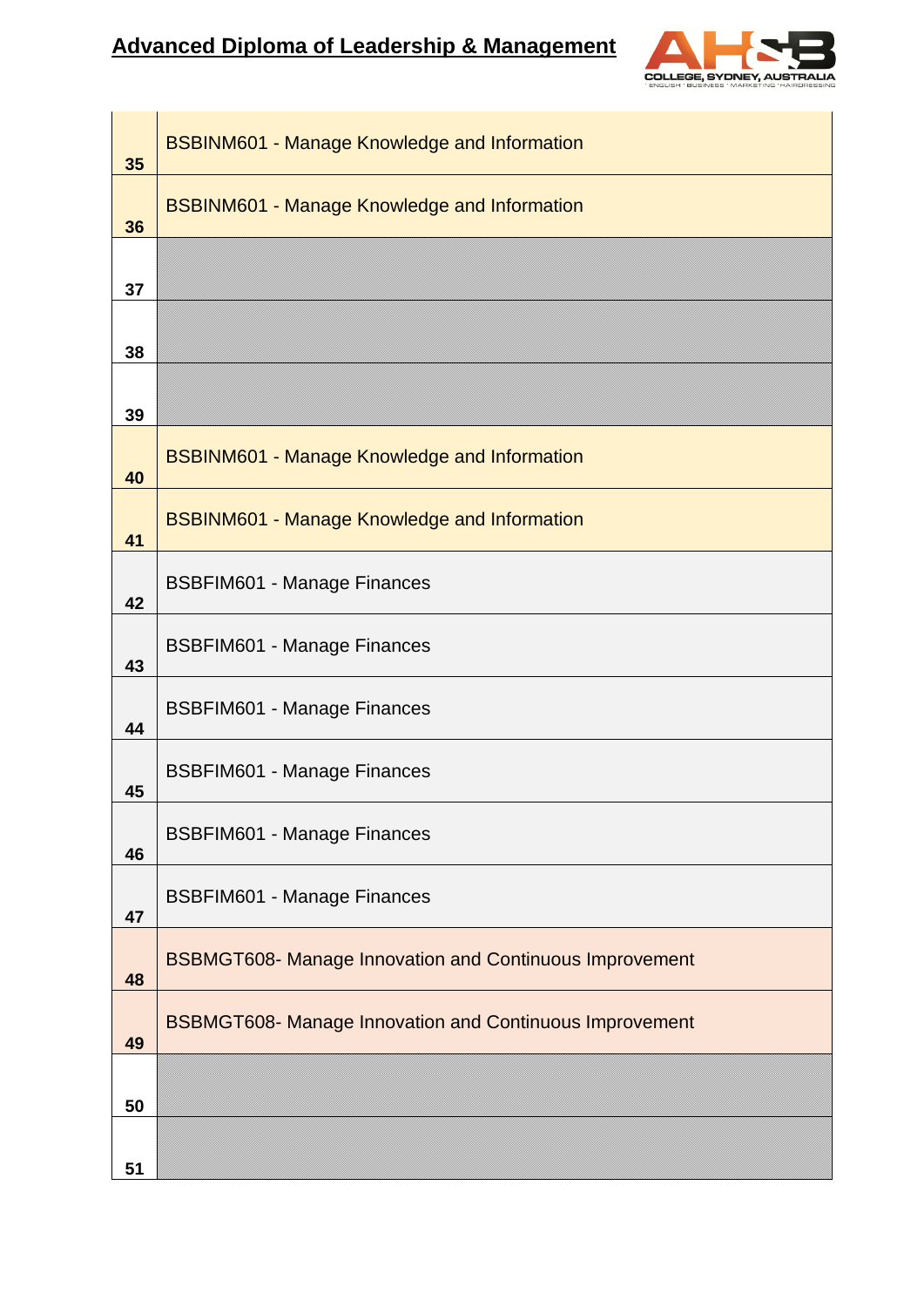**Advanced Diploma of Leadership & Management**

| | |
|---|---|
| 35 | BSBINM601 - Manage Knowledge and Information |
| 36 | BSBINM601 - Manage Knowledge and Information |
| 37 | |
| 38 | |
| 39 | |
| 40 | BSBINM601 - Manage Knowledge and Information |
| 41 | BSBINM601 - Manage Knowledge and Information |
| 42 | BSBFIM601 - Manage Finances |
| 43 | BSBFIM601 - Manage Finances |
| 44 | BSBFIM601 - Manage Finances |
| 45 | BSBFIM601 - Manage Finances |
| 46 | BSBFIM601 - Manage Finances |
| 47 | BSBFIM601 - Manage Finances |
| 48 | BSBMGT608- Manage Innovation and Continuous Improvement |
| 49 | BSBMGT608- Manage Innovation and Continuous Improvement |
| 50 | |
| 51 | |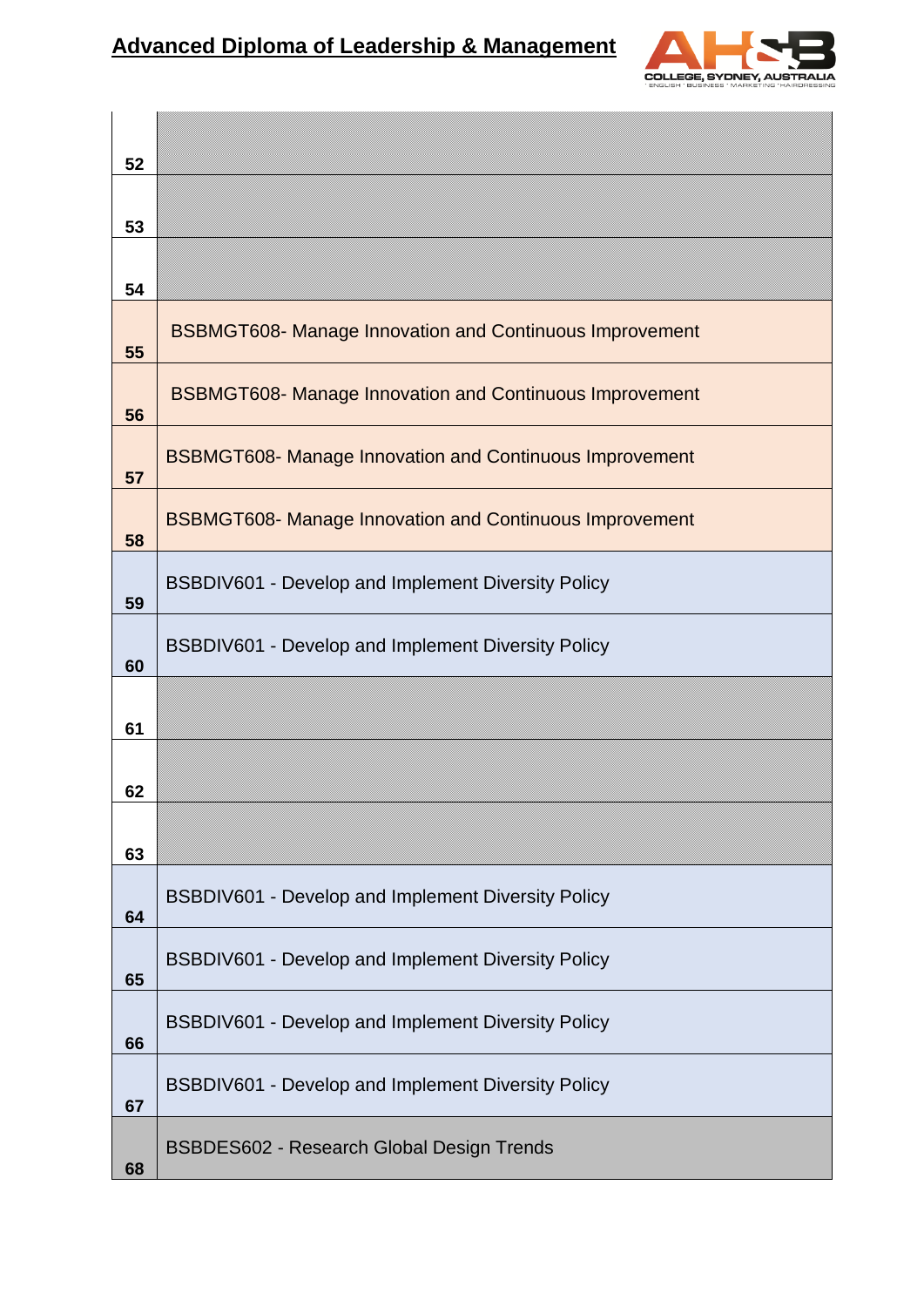| | |
|---|---|
| 52 | |
| 53 | |
| 54 | |
| 55 | BSBMGT608- Manage Innovation and Continuous Improvement |
| 56 | BSBMGT608- Manage Innovation and Continuous Improvement |
| 57 | BSBMGT608- Manage Innovation and Continuous Improvement |
| 58 | BSBMGT608- Manage Innovation and Continuous Improvement |
| 59 | BSBDIV601 - Develop and Implement Diversity Policy |
| 60 | BSBDIV601 - Develop and Implement Diversity Policy |
| 61 | |
| 62 | |
| 63 | |
| 64 | BSBDIV601 - Develop and Implement Diversity Policy |
| 65 | BSBDIV601 - Develop and Implement Diversity Policy |
| 66 | BSBDIV601 - Develop and Implement Diversity Policy |
| 67 | BSBDIV601 - Develop and Implement Diversity Policy |
| 68 | BSBDES602 - Research Global Design Trends |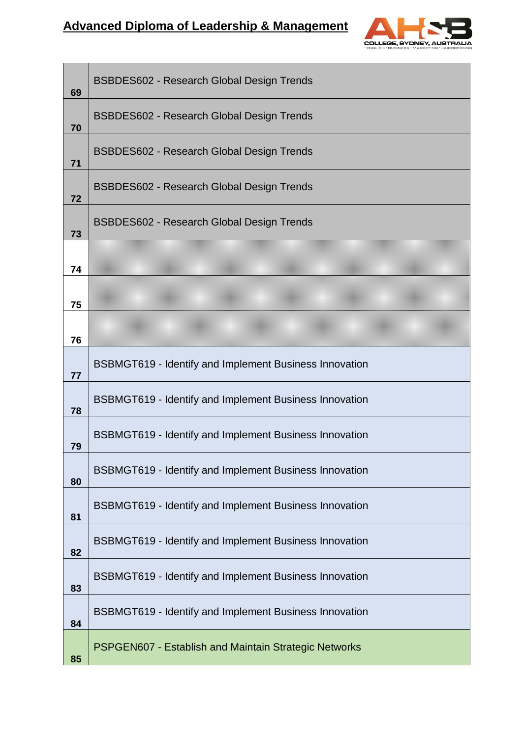| | |
|---|---|
| 69 | BSBDES602 - Research Global Design Trends |
| 70 | BSBDES602 - Research Global Design Trends |
| 71 | BSBDES602 - Research Global Design Trends |
| 72 | BSBDES602 - Research Global Design Trends |
| 73 | BSBDES602 - Research Global Design Trends |
| 74 | |
| 75 | |
| 76 | |
| 77 | BSBMGT619 - Identify and Implement Business Innovation |
| 78 | BSBMGT619 - Identify and Implement Business Innovation |
| 79 | BSBMGT619 - Identify and Implement Business Innovation |
| 80 | BSBMGT619 - Identify and Implement Business Innovation |
| 81 | BSBMGT619 - Identify and Implement Business Innovation |
| 82 | BSBMGT619 - Identify and Implement Business Innovation |
| 83 | BSBMGT619 - Identify and Implement Business Innovation |
| 84 | BSBMGT619 - Identify and Implement Business Innovation |
| 85 | PSPGEN607 - Establish and Maintain Strategic Networks |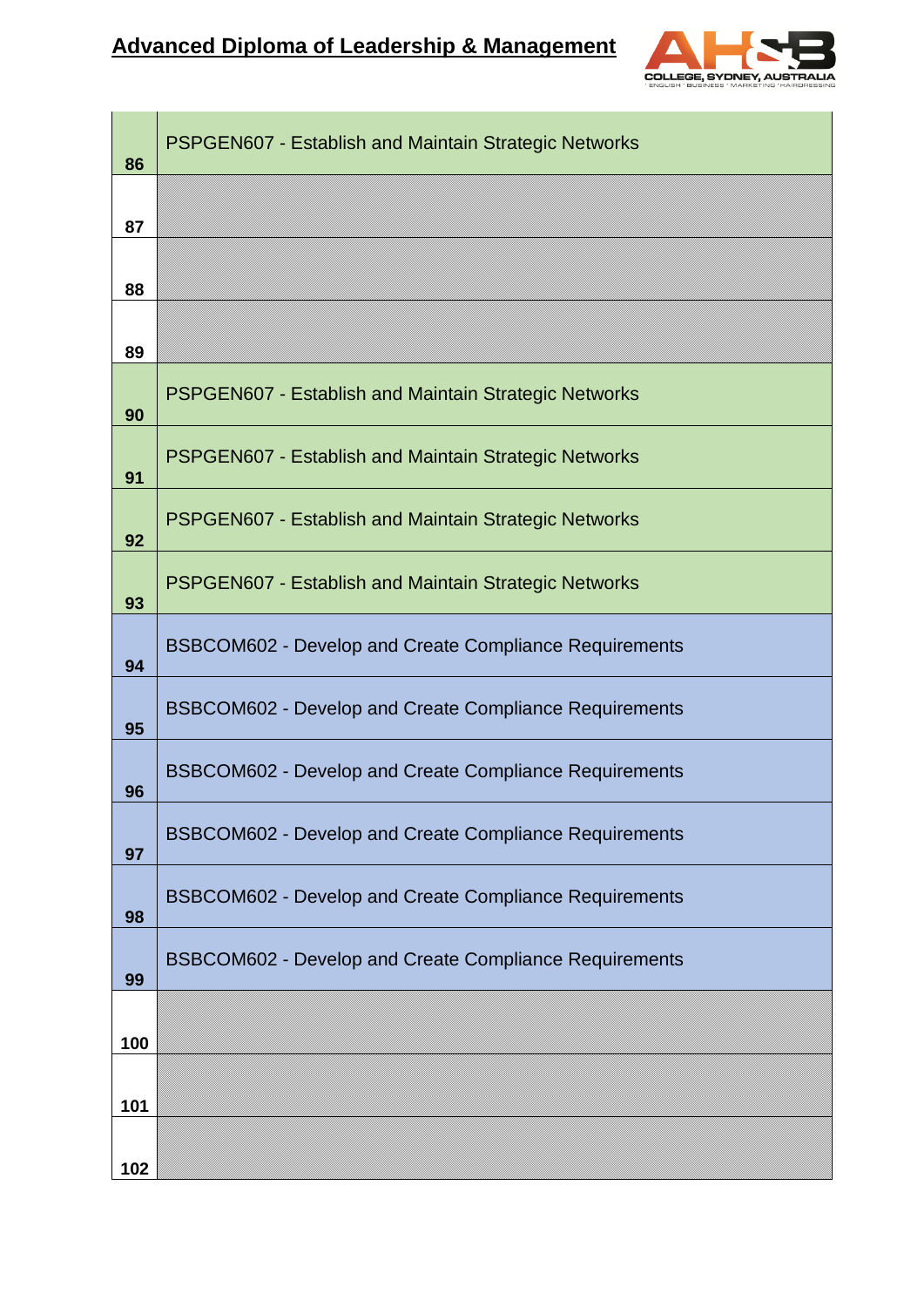| | |
|---|---|
| 86 | PSPGEN607 - Establish and Maintain Strategic Networks |
| 87 | |
| 88 | |
| 89 | |
| 90 | PSPGEN607 - Establish and Maintain Strategic Networks |
| 91 | PSPGEN607 - Establish and Maintain Strategic Networks |
| 92 | PSPGEN607 - Establish and Maintain Strategic Networks |
| 93 | PSPGEN607 - Establish and Maintain Strategic Networks |
| 94 | BSBCOM602 - Develop and Create Compliance Requirements |
| 95 | BSBCOM602 - Develop and Create Compliance Requirements |
| 96 | BSBCOM602 - Develop and Create Compliance Requirements |
| 97 | BSBCOM602 - Develop and Create Compliance Requirements |
| 98 | BSBCOM602 - Develop and Create Compliance Requirements |
| 99 | BSBCOM602 - Develop and Create Compliance Requirements |
| 100 | |
| 101 | |
| 102 | |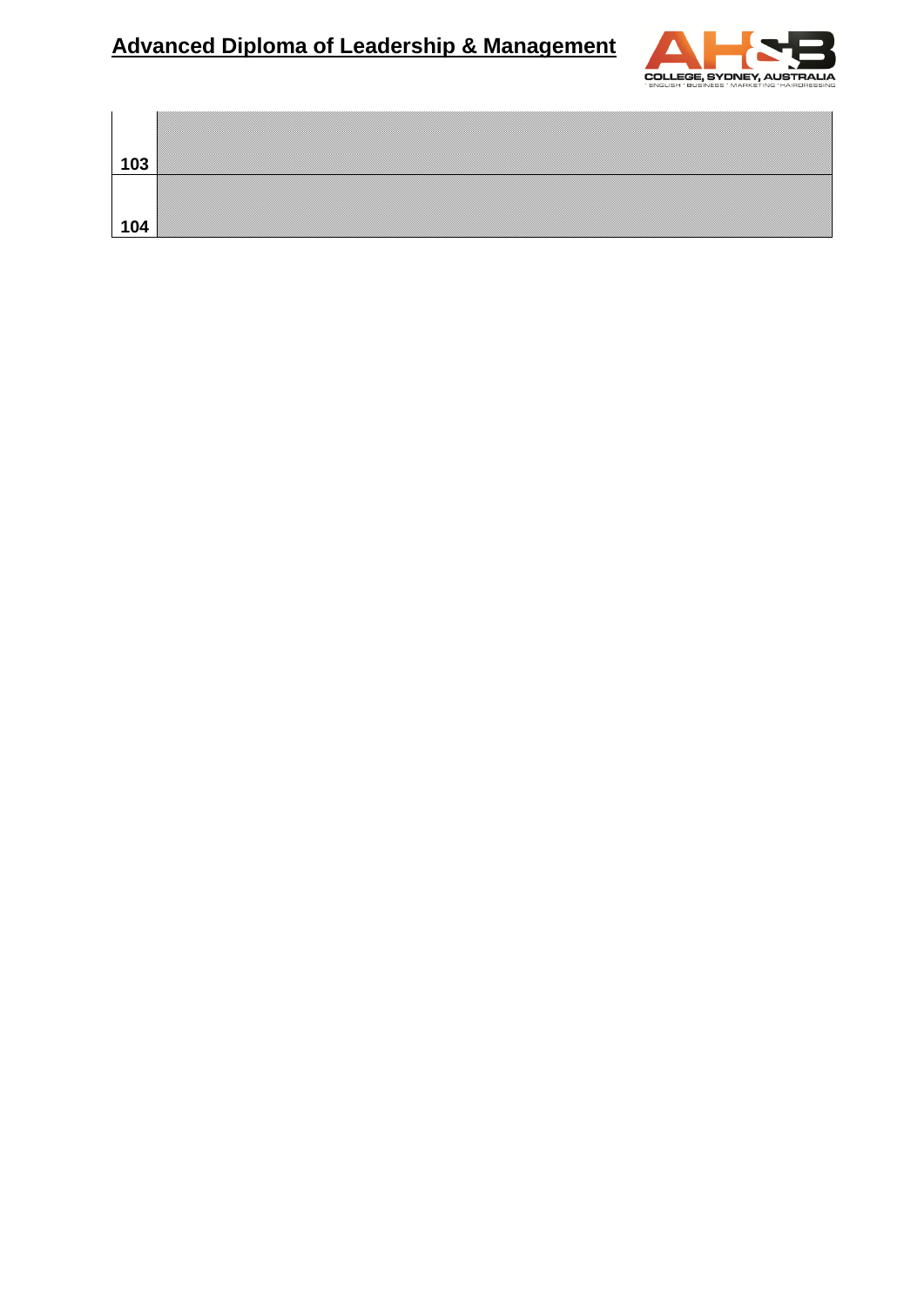| | |
|---|---|
| 103 | |
| 104 | |